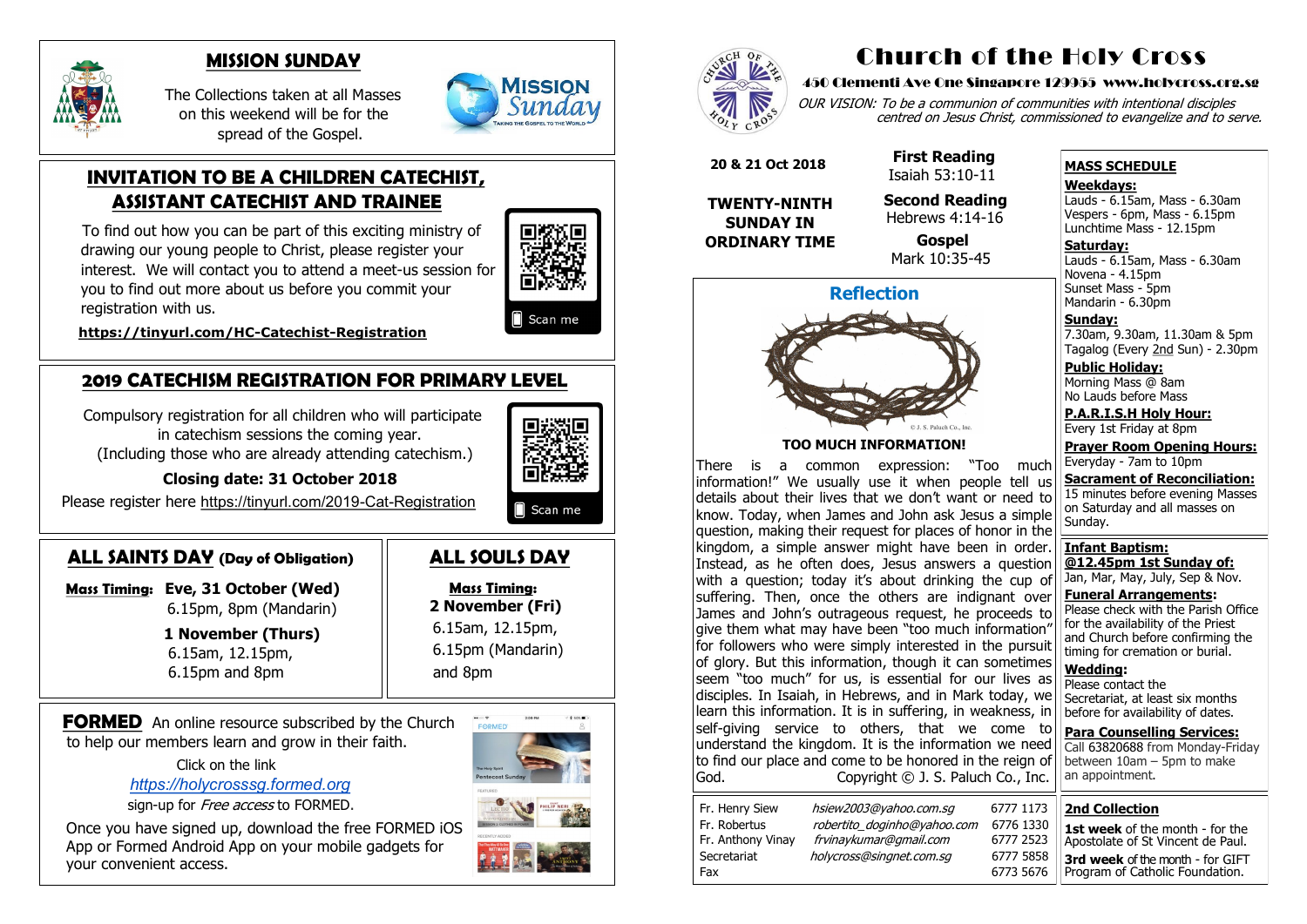## MISSION SUNDAY

The Collections taken at all Masses on this weekend will be for the spread of the Gospel.

## INVITATION TO BE A CHILDREN CATECHIST, ASSISTANT CATECHIST AND TRAINEE

To find out how you can be part of this exciting ministry of drawing our young people to Christ, please register your interest. We will contact you to attend a meet-us session for you to find out more about us before you commit your registration with us.

**https://tinyurl.com/HC-Catechist-Registration**

Scan me

## 2019 CATECHISM REGISTRATION FOR PRIMARY LEVEL

Compulsory registration for all children who will participate in catechism sessions the coming year. (Including those who are already attending catechism.)

**Closing date: 31 October 2018**

Please register here https://tinyurl.com/2019-Cat-Registration

Scan me

## ALL SAINTS DAY (Day of Obligation)

**Mass Timing:** **Eve, 31 October (Wed)**
6.15pm, 8pm (Mandarin)

**1 November (Thurs)**
6.15am, 12.15pm, 6.15pm and 8pm

## ALL SOULS DAY

**Mass Timing:**
**2 November (Fri)**
6.15am, 12.15pm, 6.15pm (Mandarin) and 8pm

**FORMED** An online resource subscribed by the Church to help our members learn and grow in their faith.

Click on the link
*https://holycrosssg.formed.org*
sign-up for *Free access* to FORMED.

Once you have signed up, download the free FORMED iOS App or Formed Android App on your mobile gadgets for your convenient access.

# Church of the Holy Cross

**450 Clementi Ave One Singapore 129955 www.holycross.org.sg**

*OUR VISION: To be a communion of communities with intentional disciples centred on Jesus Christ, commissioned to evangelize and to serve.*

**20 & 21 Oct 2018**

**TWENTY-NINTH SUNDAY IN ORDINARY TIME**

**First Reading**
Isaiah 53:10-11

**Second Reading**
Hebrews 4:14-16

**Gospel**
Mark 10:35-45

## Reflection

© J. S. Paluch Co., Inc.

**TOO MUCH INFORMATION!**

There is a common expression: "Too much information!" We usually use it when people tell us details about their lives that we don't want or need to know. Today, when James and John ask Jesus a simple question, making their request for places of honor in the kingdom, a simple answer might have been in order. Instead, as he often does, Jesus answers a question with a question; today it's about drinking the cup of suffering. Then, once the others are indignant over James and John's outrageous request, he proceeds to give them what may have been "too much information" for followers who were simply interested in the pursuit of glory. But this information, though it can sometimes seem "too much" for us, is essential for our lives as disciples. In Isaiah, in Hebrews, and in Mark today, we learn this information. It is in suffering, in weakness, in self-giving service to others, that we come to understand the kingdom. It is the information we need to find our place and come to be honored in the reign of God. Copyright © J. S. Paluch Co., Inc.

| | | |
|---|---|---|
| Fr. Henry Siew | *hsiew2003@yahoo.com.sg* | 6777 1173 |
| Fr. Robertus | *robertito_doginho@yahoo.com* | 6776 1330 |
| Fr. Anthony Vinay | *frvinaykumar@gmail.com* | 6777 2523 |
| Secretariat | *holycross@singnet.com.sg* | 6777 5858 |
| Fax | | 6773 5676 |

**MASS SCHEDULE**

**Weekdays:**
Lauds - 6.15am, Mass - 6.30am
Vespers - 6pm, Mass - 6.15pm
Lunchtime Mass - 12.15pm

**Saturday:**
Lauds - 6.15am, Mass - 6.30am
Novena - 4.15pm
Sunset Mass - 5pm
Mandarin - 6.30pm

**Sunday:**
7.30am, 9.30am, 11.30am & 5pm
Tagalog (Every 2nd Sun) - 2.30pm

**Public Holiday:**
Morning Mass @ 8am
No Lauds before Mass

**P.A.R.I.S.H Holy Hour:**
Every 1st Friday at 8pm

**Prayer Room Opening Hours:**
Everyday - 7am to 10pm

**Sacrament of Reconciliation:**
15 minutes before evening Masses on Saturday and all masses on Sunday.

**Infant Baptism:**
**@12.45pm 1st Sunday of:**
Jan, Mar, May, July, Sep & Nov.

**Funeral Arrangements:**
Please check with the Parish Office for the availability of the Priest and Church before confirming the timing for cremation or burial.

**Wedding:**
Please contact the Secretariat, at least six months before for availability of dates.

**Para Counselling Services:**
Call 63820688 from Monday-Friday between 10am – 5pm to make an appointment.

**2nd Collection**

**1st week** of the month - for the Apostolate of St Vincent de Paul.

**3rd week** of the month - for GIFT Program of Catholic Foundation.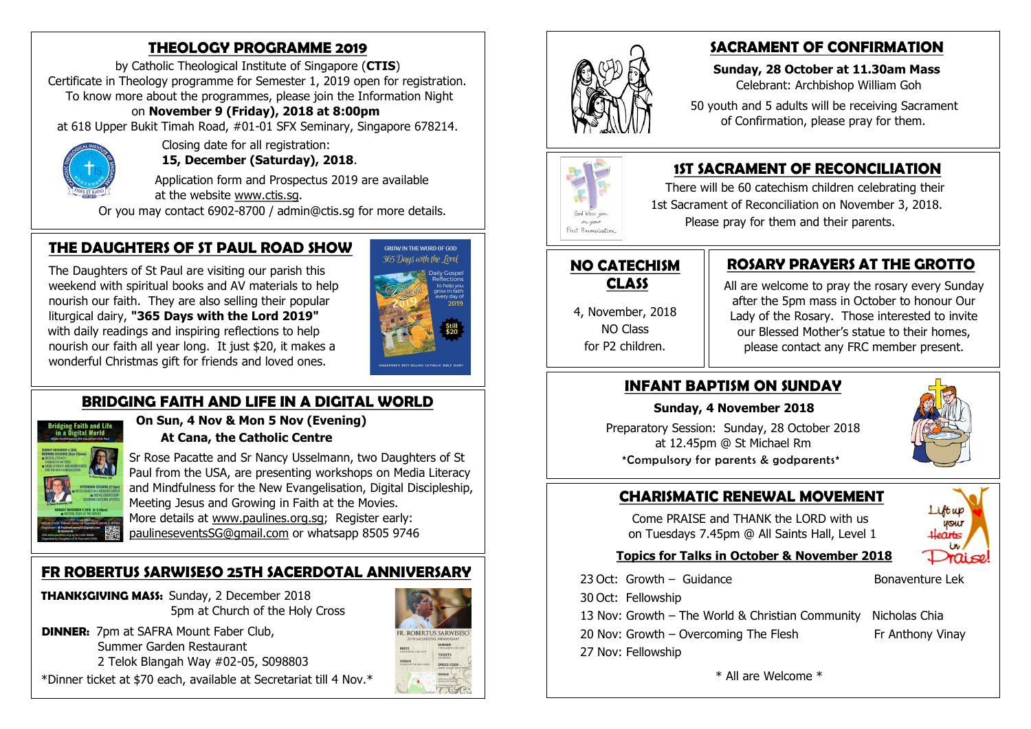## THEOLOGY PROGRAMME 2019

by Catholic Theological Institute of Singapore (**CTIS**)
Certificate in Theology programme for Semester 1, 2019 open for registration.
To know more about the programmes, please join the Information Night
on **November 9 (Friday), 2018 at 8:00pm**
at 618 Upper Bukit Timah Road, #01-01 SFX Seminary, Singapore 678214.

Closing date for all registration:
**15, December (Saturday), 2018**.

Application form and Prospectus 2019 are available at the website www.ctis.sg.
Or you may contact 6902-8700 / admin@ctis.sg for more details.

## THE DAUGHTERS OF ST PAUL ROAD SHOW

The Daughters of St Paul are visiting our parish this weekend with spiritual books and AV materials to help nourish our faith. They are also selling their popular liturgical dairy, **"365 Days with the Lord 2019"** with daily readings and inspiring reflections to help nourish our faith all year long. It just $20, it makes a wonderful Christmas gift for friends and loved ones.

## BRIDGING FAITH AND LIFE IN A DIGITAL WORLD

**On Sun, 4 Nov & Mon 5 Nov (Evening)**
**At Cana, the Catholic Centre**

Sr Rose Pacatte and Sr Nancy Usselmann, two Daughters of St Paul from the USA, are presenting workshops on Media Literacy and Mindfulness for the New Evangelisation, Digital Discipleship, Meeting Jesus and Growing in Faith at the Movies.
More details at www.paulines.org.sg; Register early: paulineseventsSG@gmail.com or whatsapp 8505 9746

## FR ROBERTUS SARWISESO 25TH SACERDOTAL ANNIVERSARY

**THANKSGIVING MASS:** Sunday, 2 December 2018
5pm at Church of the Holy Cross

**DINNER:** 7pm at SAFRA Mount Faber Club,
Summer Garden Restaurant
2 Telok Blangah Way #02-05, S098803

*Dinner ticket at $70 each, available at Secretariat till 4 Nov.*

## SACRAMENT OF CONFIRMATION

**Sunday, 28 October at 11.30am Mass**
Celebrant: Archbishop William Goh

50 youth and 5 adults will be receiving Sacrament of Confirmation, please pray for them.

## 1ST SACRAMENT OF RECONCILIATION

There will be 60 catechism children celebrating their 1st Sacrament of Reconciliation on November 3, 2018.
Please pray for them and their parents.

## NO CATECHISM CLASS

4, November, 2018
NO Class
for P2 children.

## ROSARY PRAYERS AT THE GROTTO

All are welcome to pray the rosary every Sunday after the 5pm mass in October to honour Our Lady of the Rosary. Those interested to invite our Blessed Mother's statue to their homes, please contact any FRC member present.

## INFANT BAPTISM ON SUNDAY

**Sunday, 4 November 2018**

Preparatory Session: Sunday, 28 October 2018
at 12.45pm @ St Michael Rm
*Compulsory for parents & godparents*

## CHARISMATIC RENEWAL MOVEMENT

Come PRAISE and THANK the LORD with us
on Tuesdays 7.45pm @ All Saints Hall, Level 1

**Topics for Talks in October & November 2018**

| | | |
|---|---|---|
| 23 Oct: | Growth – Guidance | Bonaventure Lek |
| 30 Oct: | Fellowship | |
| 13 Nov: | Growth – The World & Christian Community | Nicholas Chia |
| 20 Nov: | Growth – Overcoming The Flesh | Fr Anthony Vinay |
| 27 Nov: | Fellowship | |

* All are Welcome *